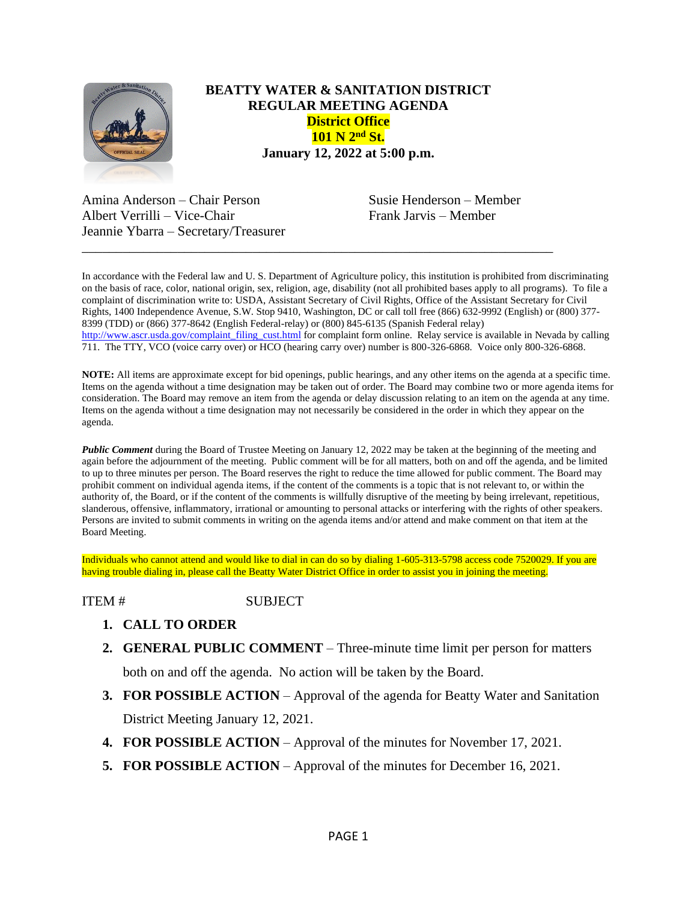# BEATTY WATER & SANITATION DISTRICT
## REGULAR MEETING AGENDA
**District Office**
**101 N 2nd St.**
**January 12, 2022 at 5:00 p.m.**

Amina Anderson – Chair Person
Albert Verrilli – Vice-Chair
Jeannie Ybarra – Secretary/Treasurer
Susie Henderson – Member
Frank Jarvis – Member

---

In accordance with the Federal law and U. S. Department of Agriculture policy, this institution is prohibited from discriminating on the basis of race, color, national origin, sex, religion, age, disability (not all prohibited bases apply to all programs). To file a complaint of discrimination write to: USDA, Assistant Secretary of Civil Rights, Office of the Assistant Secretary for Civil Rights, 1400 Independence Avenue, S.W. Stop 9410, Washington, DC or call toll free (866) 632-9992 (English) or (800) 377-8399 (TDD) or (866) 377-8642 (English Federal-relay) or (800) 845-6135 (Spanish Federal relay) http://www.ascr.usda.gov/complaint_filing_cust.html for complaint form online. Relay service is available in Nevada by calling 711. The TTY, VCO (voice carry over) or HCO (hearing carry over) number is 800-326-6868. Voice only 800-326-6868.

**NOTE:** All items are approximate except for bid openings, public hearings, and any other items on the agenda at a specific time. Items on the agenda without a time designation may be taken out of order. The Board may combine two or more agenda items for consideration. The Board may remove an item from the agenda or delay discussion relating to an item on the agenda at any time. Items on the agenda without a time designation may not necessarily be considered in the order in which they appear on the agenda.

***Public Comment*** during the Board of Trustee Meeting on January 12, 2022 may be taken at the beginning of the meeting and again before the adjournment of the meeting. Public comment will be for all matters, both on and off the agenda, and be limited to up to three minutes per person. The Board reserves the right to reduce the time allowed for public comment. The Board may prohibit comment on individual agenda items, if the content of the comments is a topic that is not relevant to, or within the authority of, the Board, or if the content of the comments is willfully disruptive of the meeting by being irrelevant, repetitious, slanderous, offensive, inflammatory, irrational or amounting to personal attacks or interfering with the rights of other speakers. Persons are invited to submit comments in writing on the agenda items and/or attend and make comment on that item at the Board Meeting.

Individuals who cannot attend and would like to dial in can do so by dialing 1-605-313-5798 access code 7520029. If you are having trouble dialing in, please call the Beatty Water District Office in order to assist you in joining the meeting.

ITEM # SUBJECT

1. **CALL TO ORDER**
2. **GENERAL PUBLIC COMMENT** – Three-minute time limit per person for matters both on and off the agenda. No action will be taken by the Board.
3. **FOR POSSIBLE ACTION** – Approval of the agenda for Beatty Water and Sanitation District Meeting January 12, 2021.
4. **FOR POSSIBLE ACTION** – Approval of the minutes for November 17, 2021.
5. **FOR POSSIBLE ACTION** – Approval of the minutes for December 16, 2021.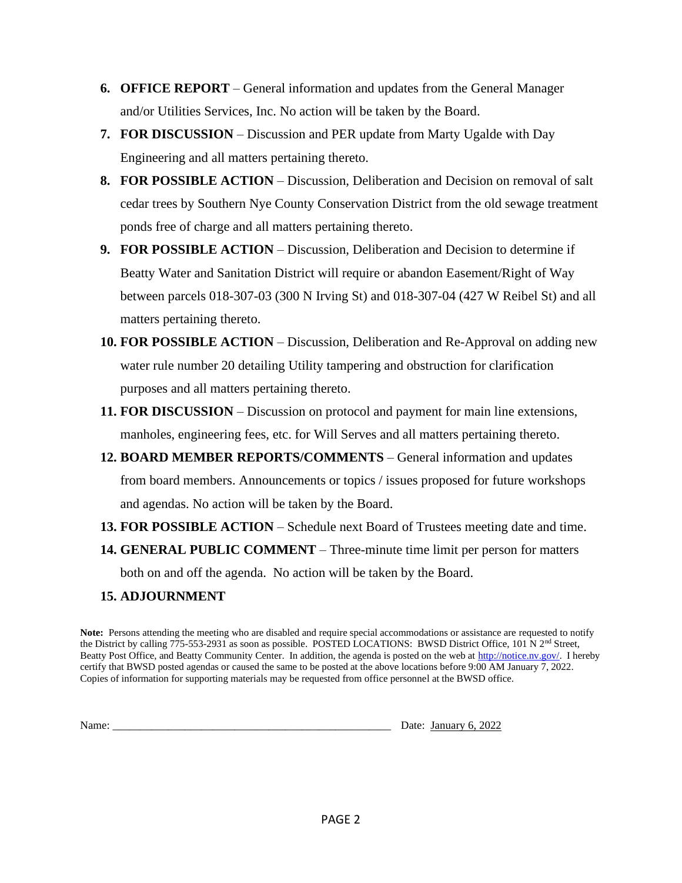6. **OFFICE REPORT** – General information and updates from the General Manager and/or Utilities Services, Inc. No action will be taken by the Board.
7. **FOR DISCUSSION** – Discussion and PER update from Marty Ugalde with Day Engineering and all matters pertaining thereto.
8. **FOR POSSIBLE ACTION** – Discussion, Deliberation and Decision on removal of salt cedar trees by Southern Nye County Conservation District from the old sewage treatment ponds free of charge and all matters pertaining thereto.
9. **FOR POSSIBLE ACTION** – Discussion, Deliberation and Decision to determine if Beatty Water and Sanitation District will require or abandon Easement/Right of Way between parcels 018-307-03 (300 N Irving St) and 018-307-04 (427 W Reibel St) and all matters pertaining thereto.
10. **FOR POSSIBLE ACTION** – Discussion, Deliberation and Re-Approval on adding new water rule number 20 detailing Utility tampering and obstruction for clarification purposes and all matters pertaining thereto.
11. **FOR DISCUSSION** – Discussion on protocol and payment for main line extensions, manholes, engineering fees, etc. for Will Serves and all matters pertaining thereto.
12. **BOARD MEMBER REPORTS/COMMENTS** – General information and updates from board members. Announcements or topics / issues proposed for future workshops and agendas. No action will be taken by the Board.
13. **FOR POSSIBLE ACTION** – Schedule next Board of Trustees meeting date and time.
14. **GENERAL PUBLIC COMMENT** – Three-minute time limit per person for matters both on and off the agenda. No action will be taken by the Board.
15. **ADJOURNMENT**

**Note:** Persons attending the meeting who are disabled and require special accommodations or assistance are requested to notify the District by calling 775-553-2931 as soon as possible. POSTED LOCATIONS: BWSD District Office, 101 N 2nd Street, Beatty Post Office, and Beatty Community Center. In addition, the agenda is posted on the web at http://notice.nv.gov/. I hereby certify that BWSD posted agendas or caused the same to be posted at the above locations before 9:00 AM January 7, 2022. Copies of information for supporting materials may be requested from office personnel at the BWSD office.

Name: ___________________________________________________ Date: January 6, 2022